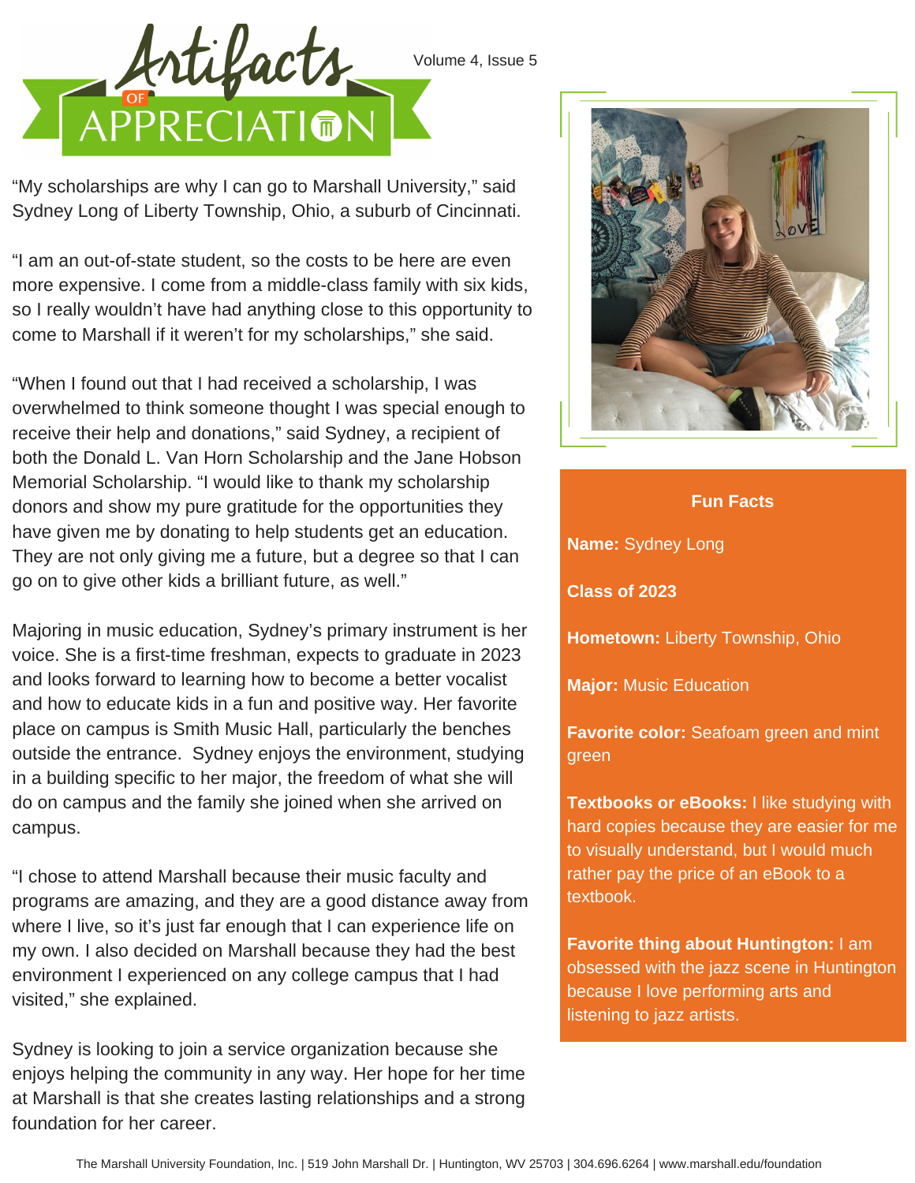# Artifacts of Appreciation

Volume 4, Issue 5

"My scholarships are why I can go to Marshall University," said Sydney Long of Liberty Township, Ohio, a suburb of Cincinnati.

"I am an out-of-state student, so the costs to be here are even more expensive. I come from a middle-class family with six kids, so I really wouldn't have had anything close to this opportunity to come to Marshall if it weren't for my scholarships," she said.

"When I found out that I had received a scholarship, I was overwhelmed to think someone thought I was special enough to receive their help and donations," said Sydney, a recipient of both the Donald L. Van Horn Scholarship and the Jane Hobson Memorial Scholarship. "I would like to thank my scholarship donors and show my pure gratitude for the opportunities they have given me by donating to help students get an education. They are not only giving me a future, but a degree so that I can go on to give other kids a brilliant future, as well."

Majoring in music education, Sydney's primary instrument is her voice. She is a first-time freshman, expects to graduate in 2023 and looks forward to learning how to become a better vocalist and how to educate kids in a fun and positive way. Her favorite place on campus is Smith Music Hall, particularly the benches outside the entrance. Sydney enjoys the environment, studying in a building specific to her major, the freedom of what she will do on campus and the family she joined when she arrived on campus.

"I chose to attend Marshall because their music faculty and programs are amazing, and they are a good distance away from where I live, so it's just far enough that I can experience life on my own. I also decided on Marshall because they had the best environment I experienced on any college campus that I had visited," she explained.

Sydney is looking to join a service organization because she enjoys helping the community in any way. Her hope for her time at Marshall is that she creates lasting relationships and a strong foundation for her career.

### Fun Facts

**Name:** Sydney Long

**Class of 2023**

**Hometown:** Liberty Township, Ohio

**Major:** Music Education

**Favorite color:** Seafoam green and mint green

**Textbooks or eBooks:** I like studying with hard copies because they are easier for me to visually understand, but I would much rather pay the price of an eBook to a textbook.

**Favorite thing about Huntington:** I am obsessed with the jazz scene in Huntington because I love performing arts and listening to jazz artists.

The Marshall University Foundation, Inc. | 519 John Marshall Dr. | Huntington, WV 25703 | 304.696.6264 | www.marshall.edu/foundation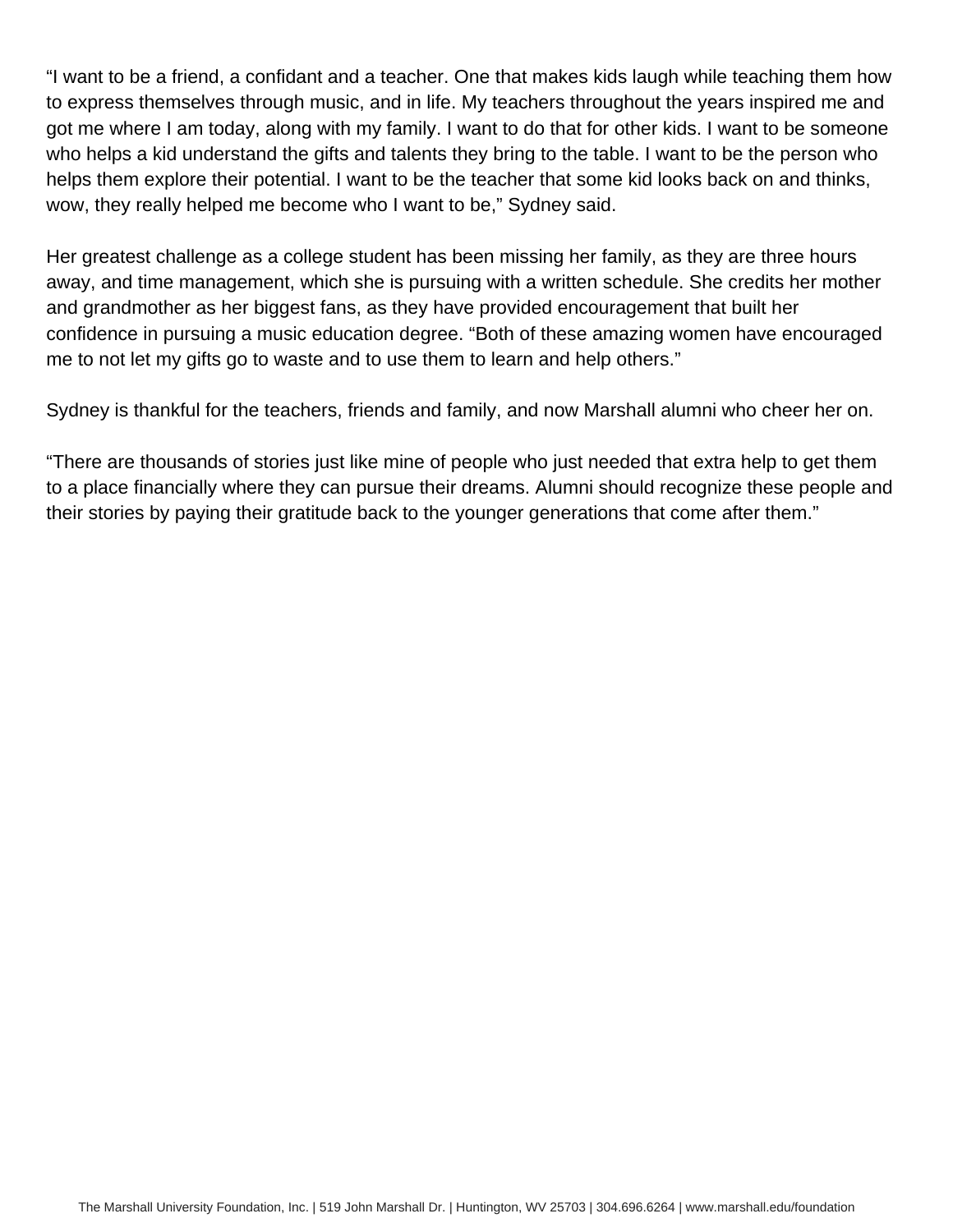"I want to be a friend, a confidant and a teacher. One that makes kids laugh while teaching them how to express themselves through music, and in life. My teachers throughout the years inspired me and got me where I am today, along with my family. I want to do that for other kids. I want to be someone who helps a kid understand the gifts and talents they bring to the table. I want to be the person who helps them explore their potential. I want to be the teacher that some kid looks back on and thinks, wow, they really helped me become who I want to be," Sydney said.

Her greatest challenge as a college student has been missing her family, as they are three hours away, and time management, which she is pursuing with a written schedule. She credits her mother and grandmother as her biggest fans, as they have provided encouragement that built her confidence in pursuing a music education degree. "Both of these amazing women have encouraged me to not let my gifts go to waste and to use them to learn and help others."

Sydney is thankful for the teachers, friends and family, and now Marshall alumni who cheer her on.

"There are thousands of stories just like mine of people who just needed that extra help to get them to a place financially where they can pursue their dreams. Alumni should recognize these people and their stories by paying their gratitude back to the younger generations that come after them."